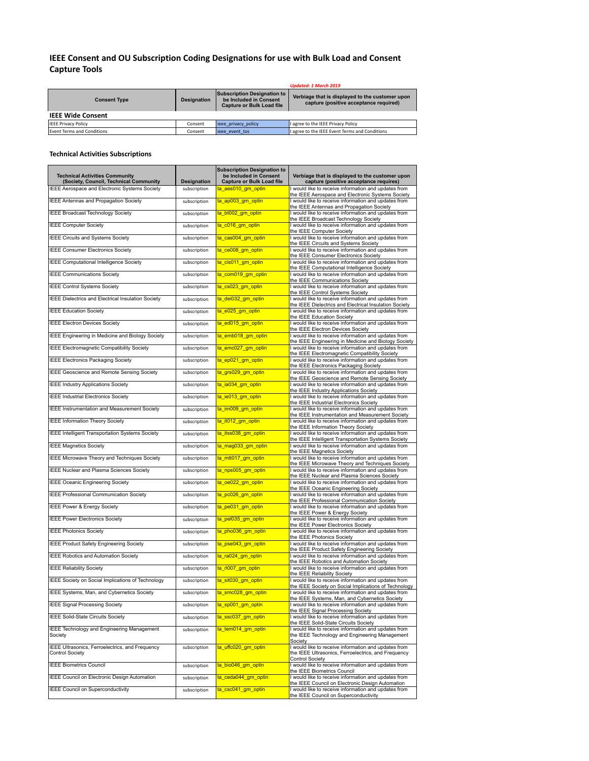# IEEE Consent and OU Subscription Coding Designations for use with Bulk Load and Consent Capture Tools

*Updated: 1 March 2019*

| Consent Type | Designation | Subscription Designation to be Included in Consent Capture or Bulk Load file | Verbiage that is displayed to the customer upon capture (positive acceptance required) |
|---|---|---|---|
| **IEEE Wide Consent** | | | |
| IEEE Privacy Policy | Consent | ieee_privacy_policy | I agree to the IEEE Privacy Policy |
| Event Terms and Conditions | Consent | ieee_event_tos | I agree to the IEEE Event Terms and Conditions |

## Technical Activities Subscriptions

| Technical Activities Community (Society, Council, Technical Community | Designation | Subscription Designation to be Included in Consent Capture or Bulk Load file | Verbiage that is displayed to the customer upon capture (positive acceptance requires) |
|---|---|---|---|
| IEEE Aerospace and Electronic Systems Society | subscription | ta_aes010_gm_optin | I would like to receive information and updates from the IEEE Aerospace and Electronic Systems Society |
| IEEE Antennas and Propagation Society | subscription | ta_ap003_gm_optin | I would like to receive information and updates from the IEEE Antennas and Propagation Society |
| IEEE Broadcast Technology Society | subscription | ta_bt002_gm_optin | I would like to receive information and updates from the IEEE Broadcast Technology Society |
| IEEE Computer Society | subscription | ta_c016_gm_optin | I would like to receive information and updates from the IEEE Computer Society |
| IEEE Circuits and Systems Society | subscription | ta_cas004_gm_optin | I would like to receive information and updates from the IEEE Circuits and Systems Society |
| IEEE Consumer Electronics Society | subscription | ta_ce008_gm_optin | I would like to receive information and updates from the IEEE Consumer Electronics Society |
| IEEE Computational Intelligence Society | subscription | ta_cis011_gm_optin | I would like to receive information and updates from the IEEE Computational Intelligence Society |
| IEEE Communications Society | subscription | ta_com019_gm_optin | I would like to receive information and updates from the IEEE Communications Society |
| IEEE Control Systems Society | subscription | ta_cs023_gm_optin | I would like to receive information and updates from the IEEE Control Systems Society |
| IEEE Dielectrics and Electrical Insulation Society | subscription | ta_dei032_gm_optin | I would like to receive information and updates from the IEEE Dielectrics and Electrical Insulation Society |
| IEEE Education Society | subscription | ta_e025_gm_optin | I would like to receive information and updates from the IEEE Education Society |
| IEEE Electron Devices Society | subscription | ta_ed015_gm_optin | I would like to receive information and updates from the IEEE Electron Devices Society |
| IEEE Engineering in Medicine and Biology Society | subscription | ta_emb018_gm_optin | I would like to receive information and updates from the IEEE Engineering in Medicine and Biology Society |
| IEEE Electromagnetic Compatibility Society | subscription | ta_emc027_gm_optin | I would like to receive information and updates from the IEEE Electromagnetic Compatibility Society |
| IEEE Electronics Packaging Society | subscription | ta_ep021_gm_optin | I would like to receive information and updates from the IEEE Electronics Packaging Society |
| IEEE Geoscience and Remote Sensing Society | subscription | ta_grs029_gm_optin | I would like to receive information and updates from the IEEE Geoscience and Remote Sensing Society |
| IEEE Industry Applications Society | subscription | ta_ia034_gm_optin | I would like to receive information and updates from the IEEE Industry Applications Society |
| IEEE Industrial Electronics Society | subscription | ta_ie013_gm_optin | I would like to receive information and updates from the IEEE Industrial Electronics Society |
| IEEE Instrumentation and Measurement Society | subscription | ta_im009_gm_optin | I would like to receive information and updates from the IEEE Instrumentation and Measurement Society |
| IEEE Information Theory Society | subscription | ta_it012_gm_optin | I would like to receive information and updates from the IEEE Information Theory Society |
| IEEE Intelligent Transportation Systems Society | subscription | ta_itss038_gm_optin | I would like to receive information and updates from the IEEE Intelligent Transportation Systems Society |
| IEEE Magnetics Society | subscription | ta_mag033_gm_optin | I would like to receive information and updates from the IEEE Magnetics Society |
| IEEE Microwave Theory and Techniques Society | subscription | ta_mtt017_gm_optin | I would like to receive information and updates from the IEEE Microwave Theory and Techniques Society |
| IEEE Nuclear and Plasma Sciences Society | subscription | ta_nps005_gm_optin | I would like to receive information and updates from the IEEE Nuclear and Plasma Sciences Society |
| IEEE Oceanic Engineering Society | subscription | ta_oe022_gm_optin | I would like to receive information and updates from the IEEE Oceanic Engineering Society |
| IEEE Professional Communication Society | subscription | ta_pc026_gm_optin | I would like to receive information and updates from the IEEE Professional Communication Society |
| IEEE Power & Energy Society | subscription | ta_pe031_gm_optin | I would like to receive information and updates from the IEEE Power & Energy Society |
| IEEE Power Electronics Society | subscription | ta_pel035_gm_optin | I would like to receive information and updates from the IEEE Power Electronics Society |
| IEEE Photonics Society | subscription | ta_pho036_gm_optin | I would like to receive information and updates from the IEEE Photonics Society |
| IEEE Product Safety Engineering Society | subscription | ta_pse043_gm_optin | I would like to receive information and updates from the IEEE Product Safety Engineering Society |
| IEEE Robotics and Automation Society | subscription | ta_ra024_gm_optin | I would like to receive information and updates from the IEEE Robotics and Automation Society |
| IEEE Reliability Society | subscription | ta_rl007_gm_optin | I would like to receive information and updates from the IEEE Reliability Society |
| IEEE Society on Social Implications of Technology | subscription | ta_sit030_gm_optin | I would like to receive information and updates from the IEEE Society on Social Implications of Technology |
| IEEE Systems, Man, and Cybernetics Society | subscription | ta_smc028_gm_optin | I would like to receive information and updates from the IEEE Systems, Man, and Cybernetics Society |
| IEEE Signal Processing Society | subscription | ta_sp001_gm_optin | I would like to receive information and updates from the IEEE Signal Processing Society |
| IEEE Solid-State Circuits Society | subscription | ta_ssc037_gm_optin | I would like to receive information and updates from the IEEE Solid-State Circuits Society |
| IEEE Technology and Engineering Management Society | subscription | ta_tem014_gm_optin | I would like to receive information and updates from the IEEE Technology and Engineering Management Society |
| IEEE Ultrasonics, Ferroelectrics, and Frequency Control Society | subscription | ta_uffc020_gm_optin | I would like to receive information and updates from the IEEE Ultrasonics, Ferroelectrics, and Frequency Control Society |
| IEEE Biometrics Council | subscription | ta_bio046_gm_optin | I would like to receive information and updates from the IEEE Biometrics Council |
| IEEE Council on Electronic Design Automation | subscription | ta_ceda044_gm_optin | I would like to receive information and updates from the IEEE Council on Electronic Design Automation |
| IEEE Council on Superconductivity | subscription | ta_csc041_gm_optin | I would like to receive information and updates from the IEEE Council on Superconductivity |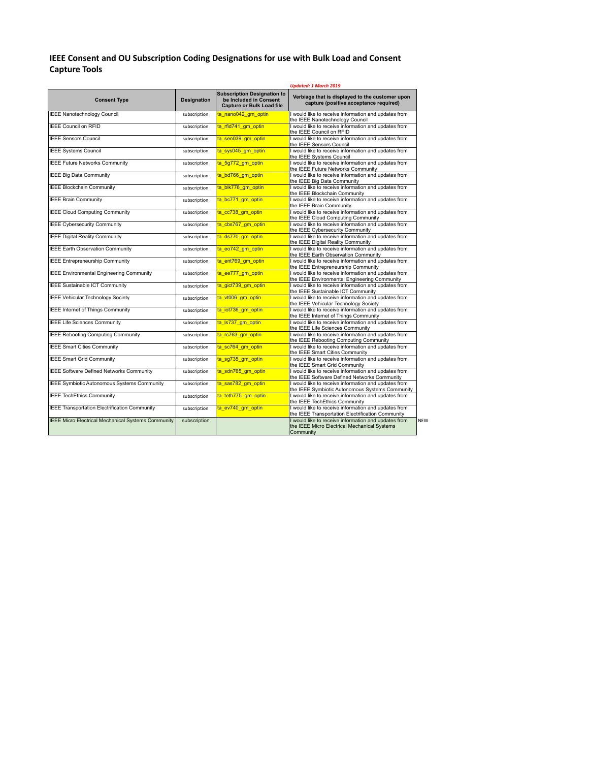# IEEE Consent and OU Subscription Coding Designations for use with Bulk Load and Consent Capture Tools

*Updated: 1 March 2019*

| Consent Type | Designation | Subscription Designation to be Included in Consent Capture or Bulk Load file | Verbiage that is displayed to the customer upon capture (positive acceptance required) | |
|---|---|---|---|---|
| IEEE Nanotechnology Council | subscription | ta_nano042_gm_optin | I would like to receive information and updates from the IEEE Nanotechnology Council | |
| IEEE Council on RFID | subscription | ta_rfid741_gm_optin | I would like to receive information and updates from the IEEE Council on RFID | |
| IEEE Sensors Council | subscription | ta_sen039_gm_optin | I would like to receive information and updates from the IEEE Sensors Council | |
| IEEE Systems Council | subscription | ta_sys045_gm_optin | I would like to receive information and updates from the IEEE Systems Council | |
| IEEE Future Networks Community | subscription | ta_5g772_gm_optin | I would like to receive information and updates from the IEEE Future Networks Community | |
| IEEE Big Data Community | subscription | ta_bd766_gm_optin | I would like to receive information and updates from the IEEE Big Data Community | |
| IEEE Blockchain Community | subscription | ta_blk776_gm_optin | I would like to receive information and updates from the IEEE Blockchain Community | |
| IEEE Brain Community | subscription | ta_bc771_gm_optin | I would like to receive information and updates from the IEEE Brain Community | |
| IEEE Cloud Computing Community | subscription | ta_cc738_gm_optin | I would like to receive information and updates from the IEEE Cloud Computing Community | |
| IEEE Cybersecurity Community | subscription | ta_cbs767_gm_optin | I would like to receive information and updates from the IEEE Cybersecurity Community | |
| IEEE Digital Reality Community | subscription | ta_ds770_gm_optin | I would like to receive information and updates from the IEEE Digital Reality Community | |
| IEEE Earth Observation Community | subscription | ta_eo742_gm_optin | I would like to receive information and updates from the IEEE Earth Observation Community | |
| IEEE Entrepreneurship Community | subscription | ta_ent769_gm_optin | I would like to receive information and updates from the IEEE Entrepreneurship Community | |
| IEEE Environmental Engineering Community | subscription | ta_ee777_gm_optin | I would like to receive information and updates from the IEEE Environmental Engineering Community | |
| IEEE Sustainable ICT Community | subscription | ta_gict739_gm_optin | I would like to receive information and updates from the IEEE Sustainable ICT Community | |
| IEEE Vehicular Technology Society | subscription | ta_vt006_gm_optin | I would like to receive information and updates from the IEEE Vehicular Technology Society | |
| IEEE Internet of Things Community | subscription | ta_iot736_gm_optin | I would like to receive information and updates from the IEEE Internet of Things Community | |
| IEEE Life Sciences Community | subscription | ta_ls737_gm_optin | I would like to receive information and updates from the IEEE Life Sciences Community | |
| IEEE Rebooting Computing Community | subscription | ta_rc763_gm_optin | I would like to receive information and updates from the IEEE Rebooting Computing Community | |
| IEEE Smart Cities Community | subscription | ta_sc764_gm_optin | I would like to receive information and updates from the IEEE Smart Cities Community | |
| IEEE Smart Grid Community | subscription | ta_sg735_gm_optin | I would like to receive information and updates from the IEEE Smart Grid Community | |
| IEEE Software Defined Networks Community | subscription | ta_sdn765_gm_optin | I would like to receive information and updates from the IEEE Software Defined Networks Community | |
| IEEE Symbiotic Autonomous Systems Community | subscription | ta_sas782_gm_optin | I would like to receive information and updates from the IEEE Symbiotic Autonomous Systems Community | |
| IEEE TechEthics Community | subscription | ta_teth775_gm_optin | I would like to receive information and updates from the IEEE TechEthics Community | |
| IEEE Transportation Electrification Community | subscription | ta_ev740_gm_optin | I would like to receive information and updates from the IEEE Transportation Electrification Community | |
| IEEE Micro Electrical Mechanical Systems Community | subscription | | I would like to receive information and updates from the IEEE Micro Electrical Mechanical Systems Community | NEW |